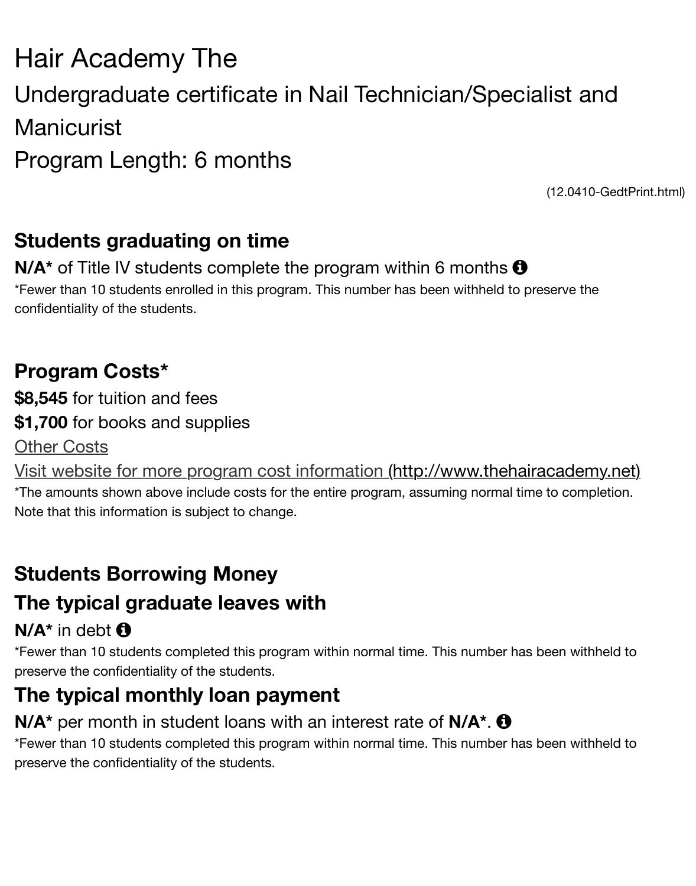# Hair Academy The

## Undergraduate certificate in Nail Technician/Specialist and Manicurist

## Program Length: 6 months

(12.0410-GedtPrint.html)

### Students graduating on time

**N/A*** of Title IV students complete the program within 6 months

*Fewer than 10 students enrolled in this program. This number has been withheld to preserve the confidentiality of the students.

### Program Costs*

**$8,545** for tuition and fees

**$1,700** for books and supplies

Other Costs

Visit website for more program cost information (http://www.thehairacademy.net)

*The amounts shown above include costs for the entire program, assuming normal time to completion. Note that this information is subject to change.

### Students Borrowing Money

### The typical graduate leaves with

**N/A*** in debt

*Fewer than 10 students completed this program within normal time. This number has been withheld to preserve the confidentiality of the students.

### The typical monthly loan payment

**N/A*** per month in student loans with an interest rate of **N/A***.

*Fewer than 10 students completed this program within normal time. This number has been withheld to preserve the confidentiality of the students.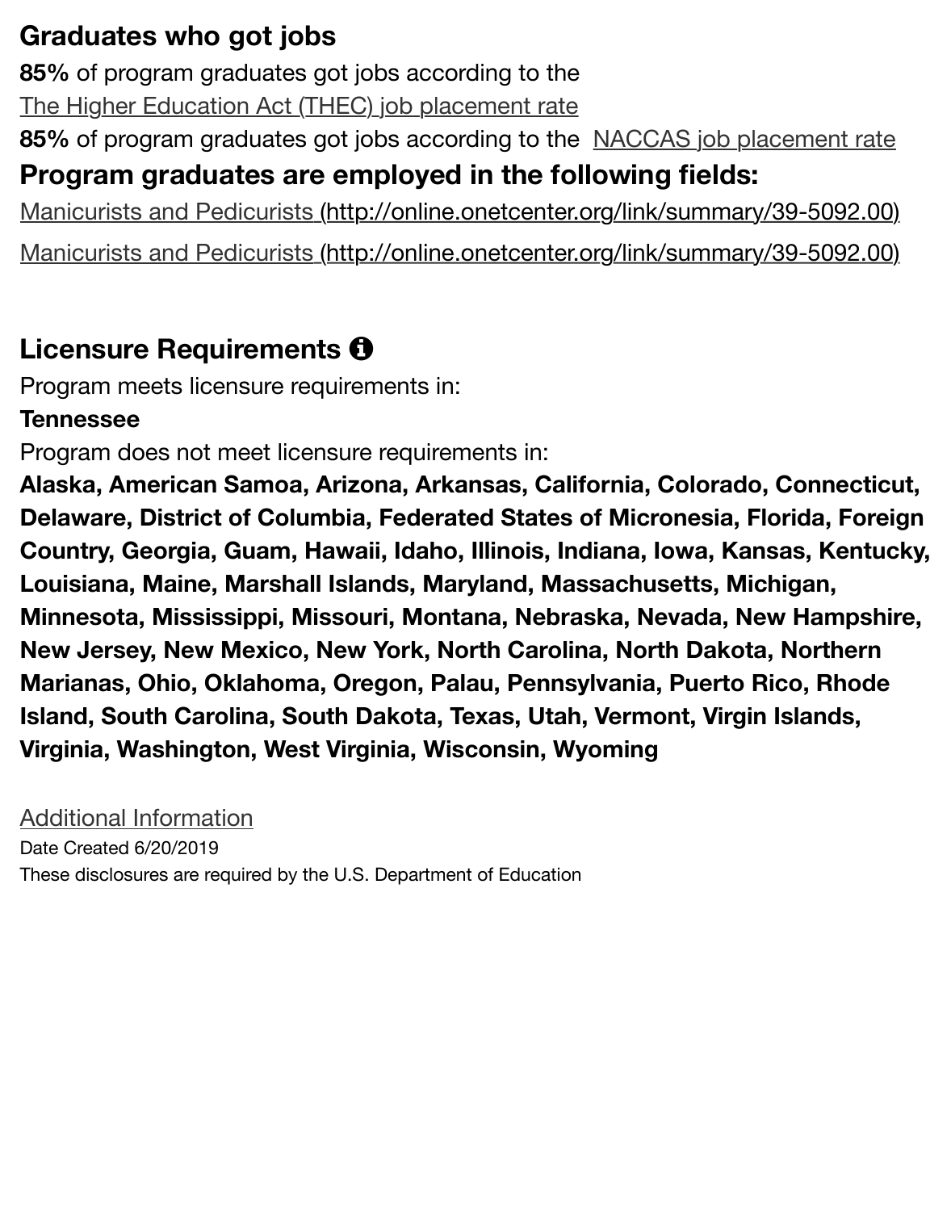## Graduates who got jobs

**85%** of program graduates got jobs according to the The Higher Education Act (THEC) job placement rate

**85%** of program graduates got jobs according to the NACCAS job placement rate

## Program graduates are employed in the following fields:

Manicurists and Pedicurists (http://online.onetcenter.org/link/summary/39-5092.00)

Manicurists and Pedicurists (http://online.onetcenter.org/link/summary/39-5092.00)

## Licensure Requirements

Program meets licensure requirements in:

**Tennessee**

Program does not meet licensure requirements in:

**Alaska, American Samoa, Arizona, Arkansas, California, Colorado, Connecticut, Delaware, District of Columbia, Federated States of Micronesia, Florida, Foreign Country, Georgia, Guam, Hawaii, Idaho, Illinois, Indiana, Iowa, Kansas, Kentucky, Louisiana, Maine, Marshall Islands, Maryland, Massachusetts, Michigan, Minnesota, Mississippi, Missouri, Montana, Nebraska, Nevada, New Hampshire, New Jersey, New Mexico, New York, North Carolina, North Dakota, Northern Marianas, Ohio, Oklahoma, Oregon, Palau, Pennsylvania, Puerto Rico, Rhode Island, South Carolina, South Dakota, Texas, Utah, Vermont, Virgin Islands, Virginia, Washington, West Virginia, Wisconsin, Wyoming**

Additional Information

Date Created 6/20/2019

These disclosures are required by the U.S. Department of Education